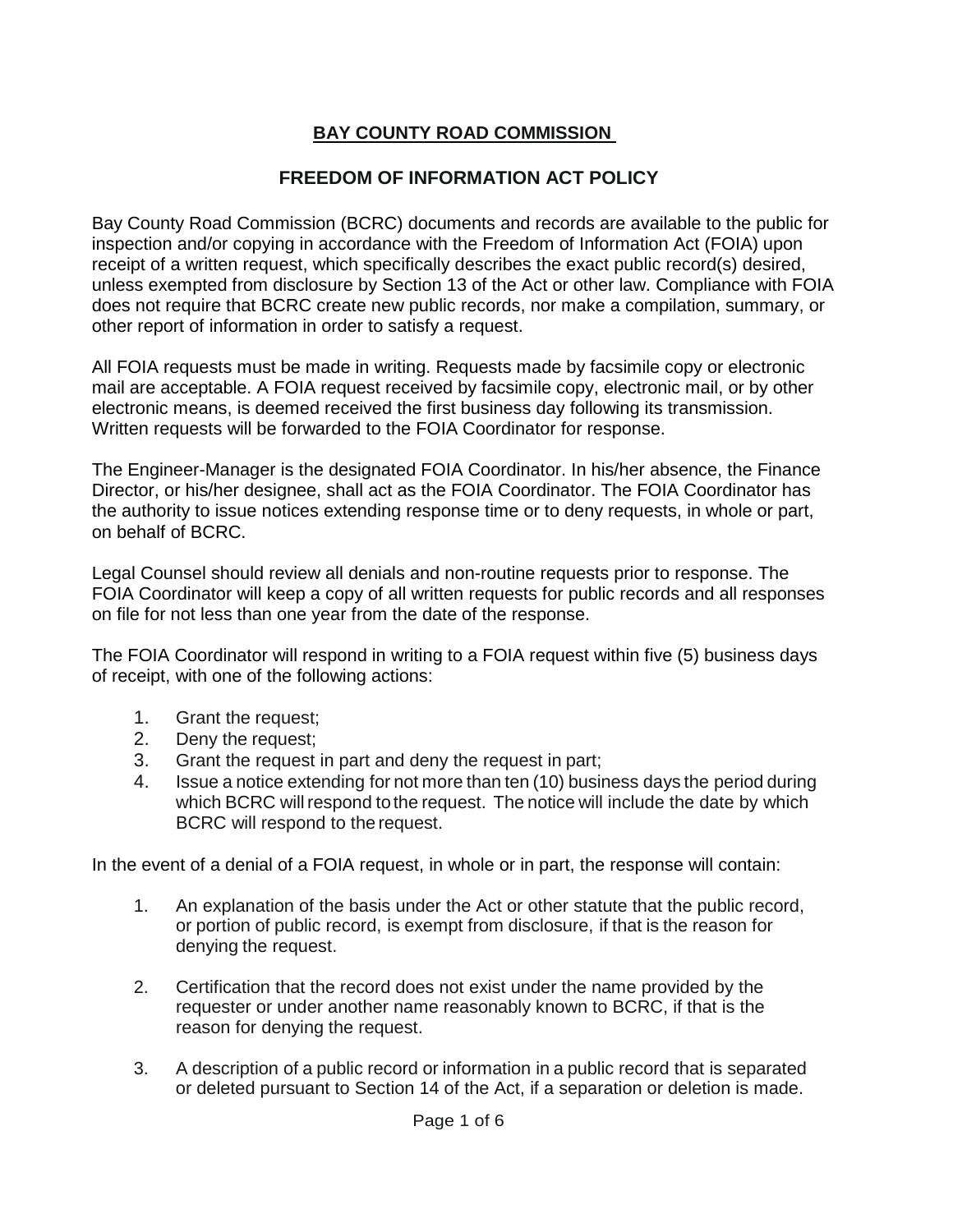# **BAY COUNTY ROAD COMMISSION**

## FREEDOM OF INFORMATION ACT POLICY

Bay County Road Commission (BCRC) documents and records are available to the public for inspection and/or copying in accordance with the Freedom of Information Act (FOIA) upon receipt of a written request, which specifically describes the exact public record(s) desired, unless exempted from disclosure by Section 13 of the Act or other law. Compliance with FOIA does not require that BCRC create new public records, nor make a compilation, summary, or other report of information in order to satisfy a request.

All FOIA requests must be made in writing. Requests made by facsimile copy or electronic mail are acceptable. A FOIA request received by facsimile copy, electronic mail, or by other electronic means, is deemed received the first business day following its transmission. Written requests will be forwarded to the FOIA Coordinator for response.

The Engineer-Manager is the designated FOIA Coordinator. In his/her absence, the Finance Director, or his/her designee, shall act as the FOIA Coordinator. The FOIA Coordinator has the authority to issue notices extending response time or to deny requests, in whole or part, on behalf of BCRC.

Legal Counsel should review all denials and non-routine requests prior to response. The FOIA Coordinator will keep a copy of all written requests for public records and all responses on file for not less than one year from the date of the response.

The FOIA Coordinator will respond in writing to a FOIA request within five (5) business days of receipt, with one of the following actions:

1. Grant the request;
2. Deny the request;
3. Grant the request in part and deny the request in part;
4. Issue a notice extending for not more than ten (10) business days the period during which BCRC will respond to the request. The notice will include the date by which BCRC will respond to the request.

In the event of a denial of a FOIA request, in whole or in part, the response will contain:

1. An explanation of the basis under the Act or other statute that the public record, or portion of public record, is exempt from disclosure, if that is the reason for denying the request.

2. Certification that the record does not exist under the name provided by the requester or under another name reasonably known to BCRC, if that is the reason for denying the request.

3. A description of a public record or information in a public record that is separated or deleted pursuant to Section 14 of the Act, if a separation or deletion is made.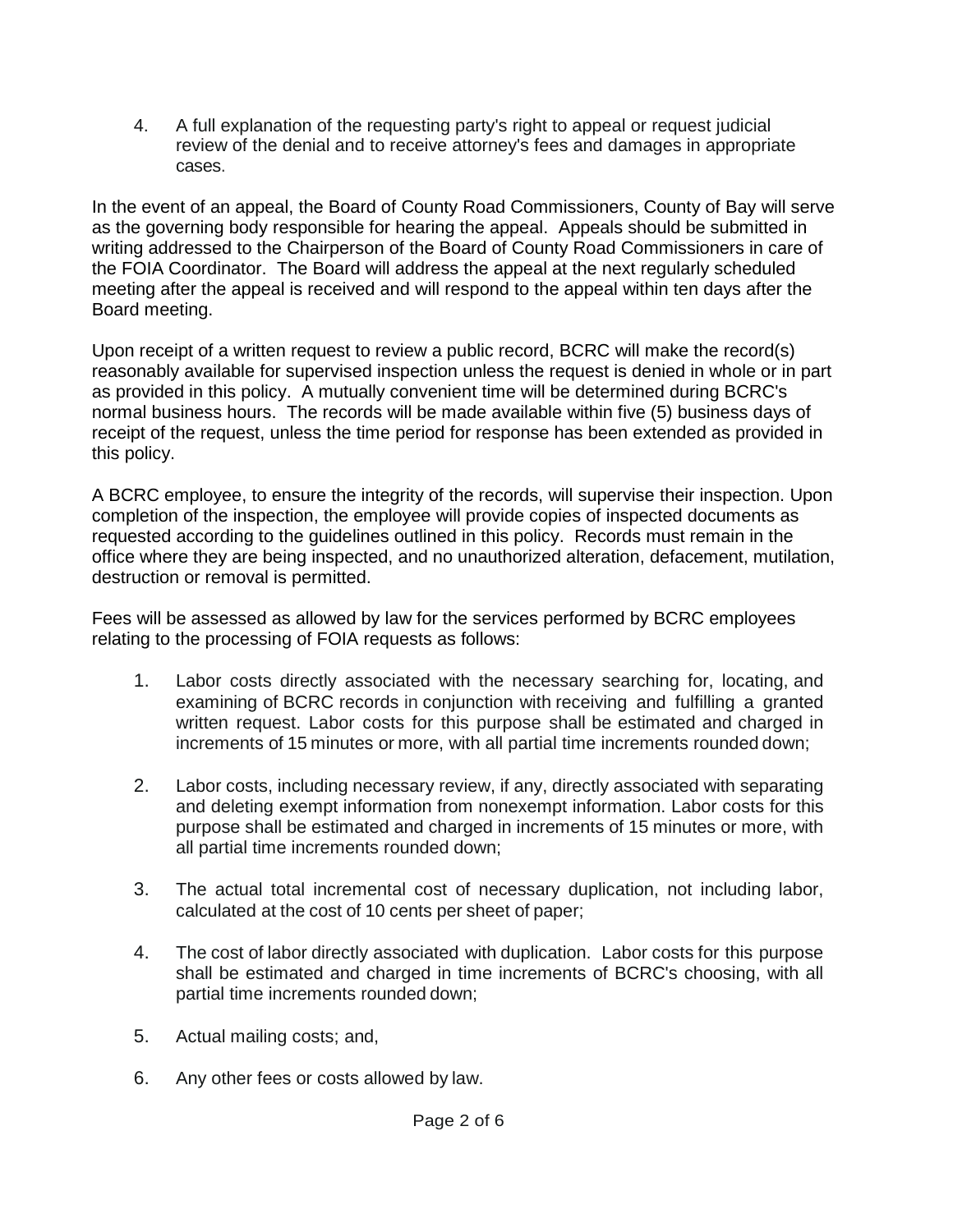4. A full explanation of the requesting party's right to appeal or request judicial review of the denial and to receive attorney's fees and damages in appropriate cases.

In the event of an appeal, the Board of County Road Commissioners, County of Bay will serve as the governing body responsible for hearing the appeal. Appeals should be submitted in writing addressed to the Chairperson of the Board of County Road Commissioners in care of the FOIA Coordinator. The Board will address the appeal at the next regularly scheduled meeting after the appeal is received and will respond to the appeal within ten days after the Board meeting.

Upon receipt of a written request to review a public record, BCRC will make the record(s) reasonably available for supervised inspection unless the request is denied in whole or in part as provided in this policy. A mutually convenient time will be determined during BCRC's normal business hours. The records will be made available within five (5) business days of receipt of the request, unless the time period for response has been extended as provided in this policy.

A BCRC employee, to ensure the integrity of the records, will supervise their inspection. Upon completion of the inspection, the employee will provide copies of inspected documents as requested according to the guidelines outlined in this policy. Records must remain in the office where they are being inspected, and no unauthorized alteration, defacement, mutilation, destruction or removal is permitted.

Fees will be assessed as allowed by law for the services performed by BCRC employees relating to the processing of FOIA requests as follows:

1. Labor costs directly associated with the necessary searching for, locating, and examining of BCRC records in conjunction with receiving and fulfilling a granted written request. Labor costs for this purpose shall be estimated and charged in increments of 15 minutes or more, with all partial time increments rounded down;

2. Labor costs, including necessary review, if any, directly associated with separating and deleting exempt information from nonexempt information. Labor costs for this purpose shall be estimated and charged in increments of 15 minutes or more, with all partial time increments rounded down;

3. The actual total incremental cost of necessary duplication, not including labor, calculated at the cost of 10 cents per sheet of paper;

4. The cost of labor directly associated with duplication. Labor costs for this purpose shall be estimated and charged in time increments of BCRC's choosing, with all partial time increments rounded down;

5. Actual mailing costs; and,

6. Any other fees or costs allowed by law.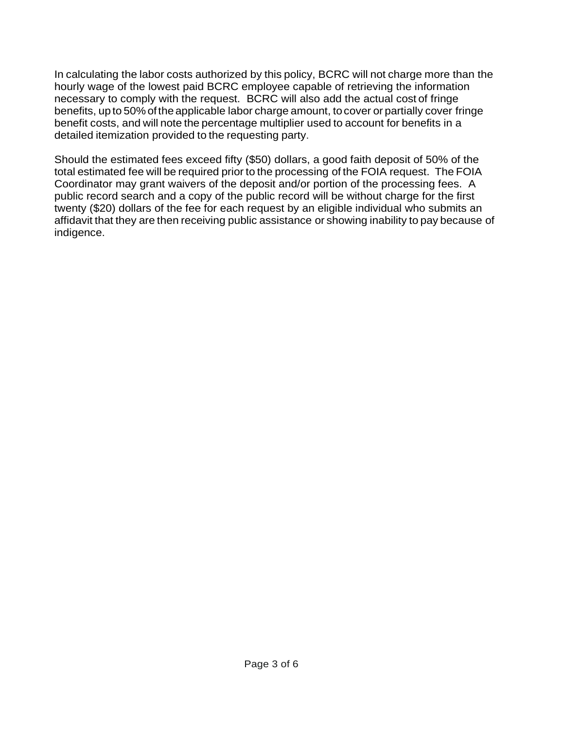In calculating the labor costs authorized by this policy, BCRC will not charge more than the hourly wage of the lowest paid BCRC employee capable of retrieving the information necessary to comply with the request. BCRC will also add the actual cost of fringe benefits, up to 50% of the applicable labor charge amount, to cover or partially cover fringe benefit costs, and will note the percentage multiplier used to account for benefits in a detailed itemization provided to the requesting party.

Should the estimated fees exceed fifty ($50) dollars, a good faith deposit of 50% of the total estimated fee will be required prior to the processing of the FOIA request. The FOIA Coordinator may grant waivers of the deposit and/or portion of the processing fees. A public record search and a copy of the public record will be without charge for the first twenty ($20) dollars of the fee for each request by an eligible individual who submits an affidavit that they are then receiving public assistance or showing inability to pay because of indigence.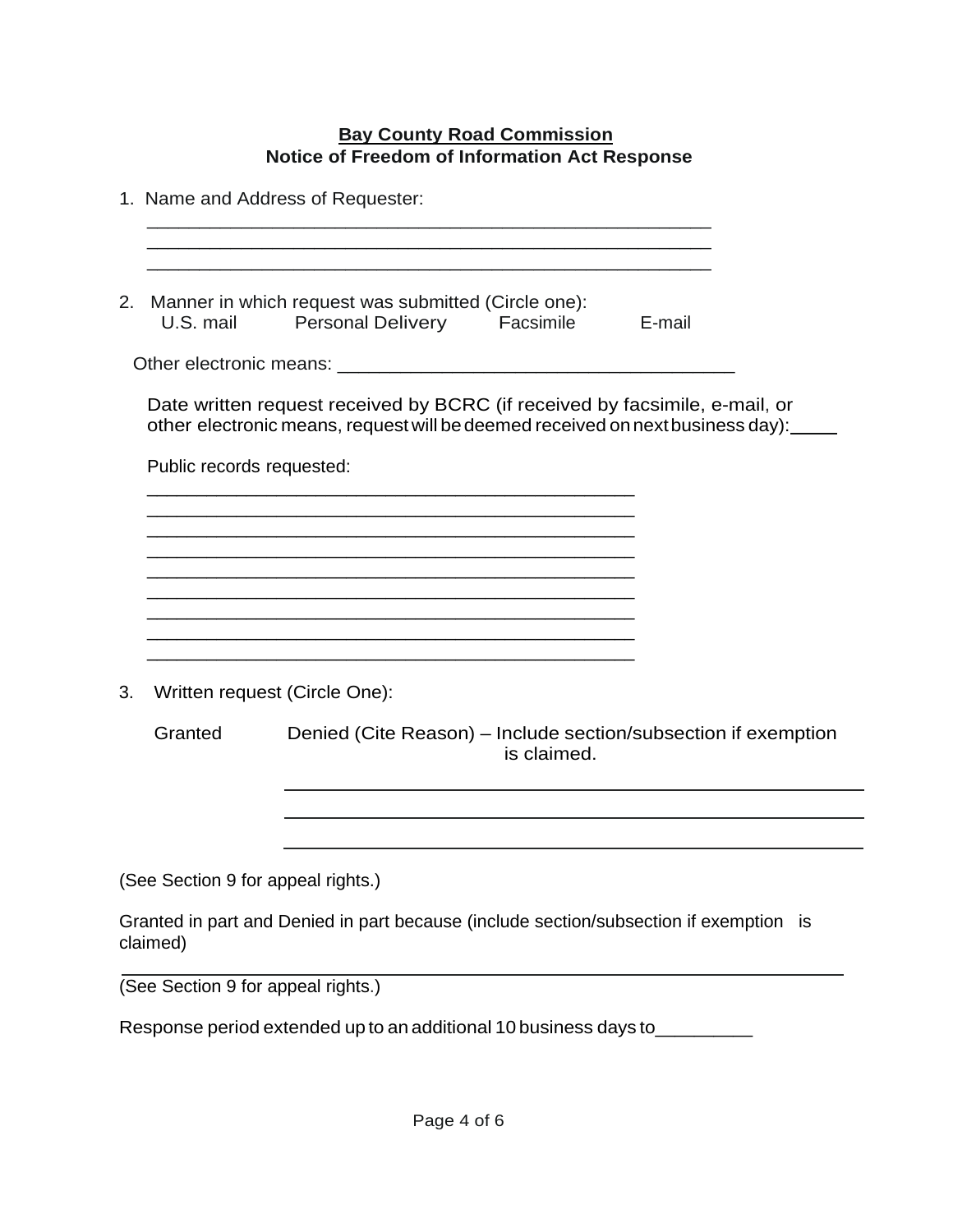**Bay County Road Commission**
**Notice of Freedom of Information Act Response**

1. Name and Address of Requester:

 ______________________________________________________
 ______________________________________________________
 ______________________________________________________

2. Manner in which request was submitted (Circle one):
 U.S. mail  Personal Delivery  Facsimile  E-mail

 Other electronic means: ______________________________________

 Date written request received by BCRC (if received by facsimile, e-mail, or other electronic means, request will be deemed received on next business day): ____

 Public records requested:

 ______________________________________________
 ______________________________________________
 ______________________________________________
 ______________________________________________
 ______________________________________________
 ______________________________________________
 ______________________________________________
 ______________________________________________
 ______________________________________________

3. Written request (Circle One):

 Granted  Denied (Cite Reason) – Include section/subsection if exemption is claimed.

 ______________________________________________________
 ______________________________________________________
 ______________________________________________________

(See Section 9 for appeal rights.)

Granted in part and Denied in part because (include section/subsection if exemption is claimed)

______________________________________________________________________

(See Section 9 for appeal rights.)

Response period extended up to an additional 10 business days to_________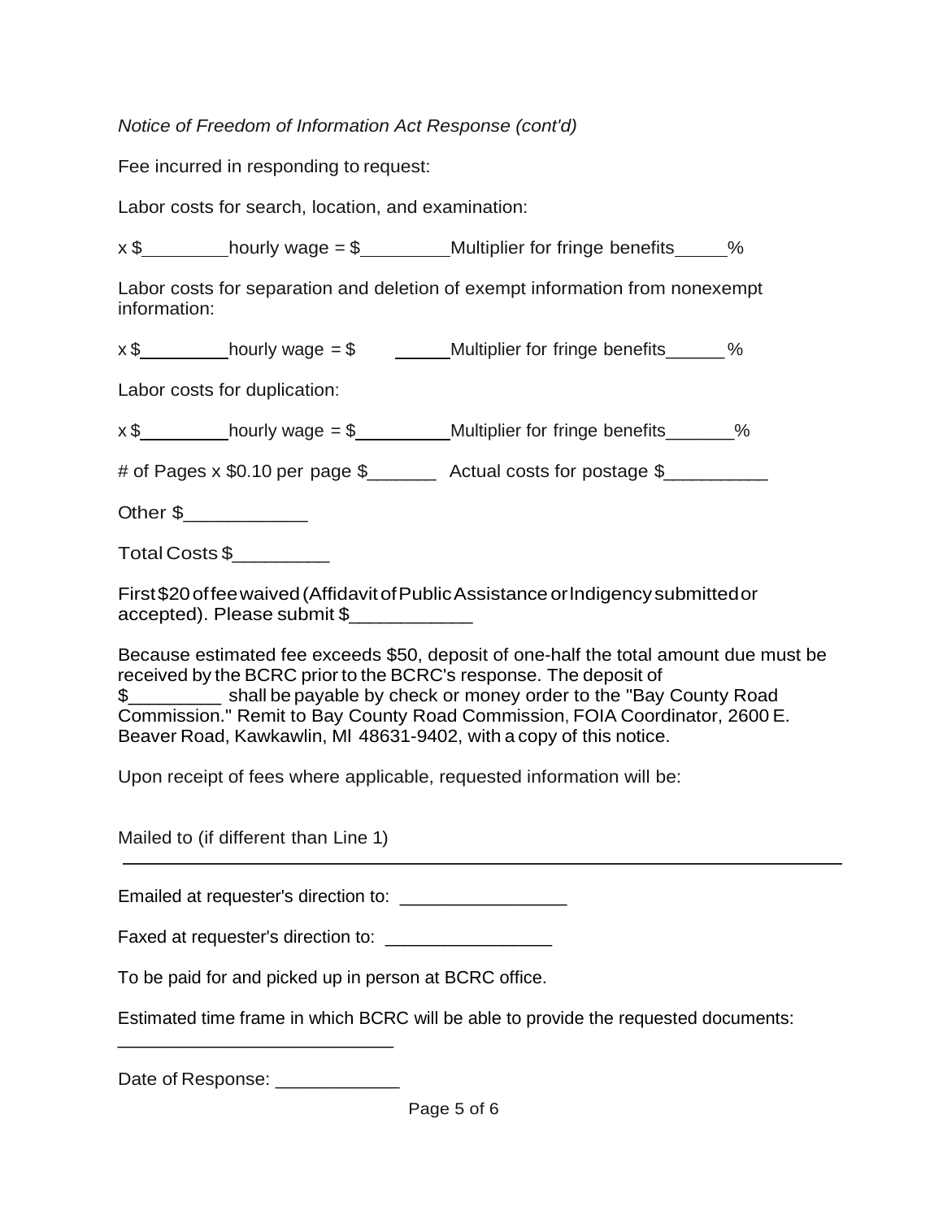*Notice of Freedom of Information Act Response (cont'd)*

Fee incurred in responding to request:

Labor costs for search, location, and examination:

x $_________ hourly wage = $_________ Multiplier for fringe benefits_____%

Labor costs for separation and deletion of exempt information from nonexempt information:

x $_________ hourly wage = $ ______ Multiplier for fringe benefits______%

Labor costs for duplication:

x $_________ hourly wage = $__________ Multiplier for fringe benefits_______%

# of Pages x $0.10 per page $_______ Actual costs for postage $__________

Other $____________

Total Costs $_________

First $20 of fee waived (Affidavit of Public Assistance or Indigency submitted or accepted). Please submit $___________

Because estimated fee exceeds $50, deposit of one-half the total amount due must be received by the BCRC prior to the BCRC's response. The deposit of $_________ shall be payable by check or money order to the "Bay County Road Commission." Remit to Bay County Road Commission, FOIA Coordinator, 2600 E. Beaver Road, Kawkawlin, MI 48631-9402, with a copy of this notice.

Upon receipt of fees where applicable, requested information will be:

Mailed to (if different than Line 1)

_____________________________________________________________________

Emailed at requester's direction to: ________________

Faxed at requester's direction to: ________________

To be paid for and picked up in person at BCRC office.

Estimated time frame in which BCRC will be able to provide the requested documents:

___________________________

Date of Response: ____________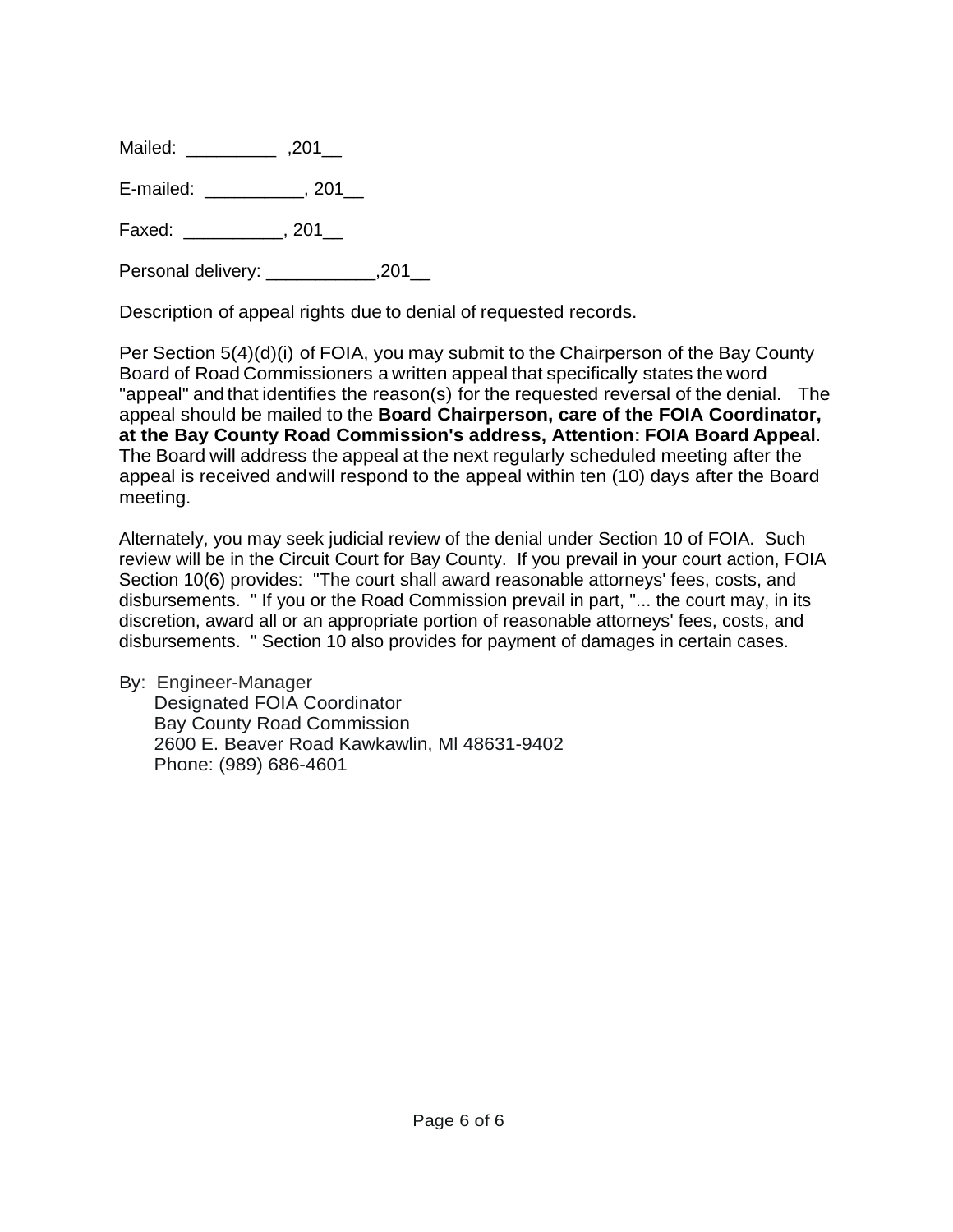Mailed: _________ ,201__

E-mailed: __________, 201__

Faxed: __________, 201__

Personal delivery: ___________,201__

Description of appeal rights due to denial of requested records.

Per Section 5(4)(d)(i) of FOIA, you may submit to the Chairperson of the Bay County Board of Road Commissioners a written appeal that specifically states the word "appeal" and that identifies the reason(s) for the requested reversal of the denial. The appeal should be mailed to the **Board Chairperson, care of the FOIA Coordinator, at the Bay County Road Commission's address, Attention: FOIA Board Appeal**. The Board will address the appeal at the next regularly scheduled meeting after the appeal is received and will respond to the appeal within ten (10) days after the Board meeting.

Alternately, you may seek judicial review of the denial under Section 10 of FOIA. Such review will be in the Circuit Court for Bay County. If you prevail in your court action, FOIA Section 10(6) provides: "The court shall award reasonable attorneys' fees, costs, and disbursements. " If you or the Road Commission prevail in part, "... the court may, in its discretion, award all or an appropriate portion of reasonable attorneys' fees, costs, and disbursements. " Section 10 also provides for payment of damages in certain cases.

By: Engineer-Manager
Designated FOIA Coordinator
Bay County Road Commission
2600 E. Beaver Road Kawkawlin, Ml 48631-9402
Phone: (989) 686-4601